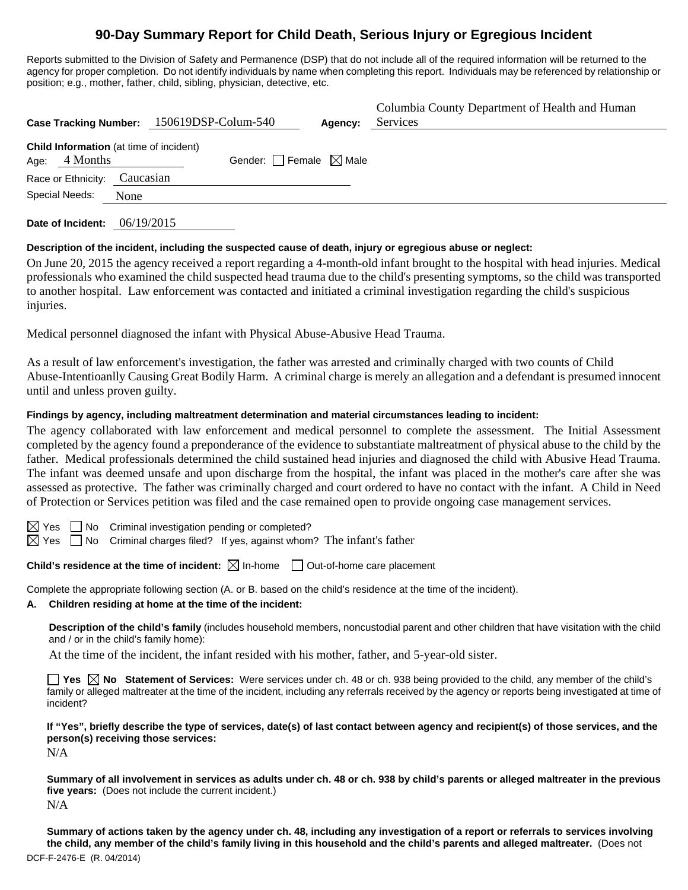# 90-Day Summary Report for Child Death, Serious Injury or Egregious Incident

Reports submitted to the Division of Safety and Permanence (DSP) that do not include all of the required information will be returned to the agency for proper completion. Do not identify individuals by name when completing this report. Individuals may be referenced by relationship or position; e.g., mother, father, child, sibling, physician, detective, etc.

**Case Tracking Number:** 150619DSP-Colum-540 **Agency:** Columbia County Department of Health and Human Services

**Child Information** (at time of incident)
Age: 4 Months Gender: ☐ Female ☒ Male
Race or Ethnicity: Caucasian
Special Needs: None

**Date of Incident:** 06/19/2015

**Description of the incident, including the suspected cause of death, injury or egregious abuse or neglect:**

On June 20, 2015 the agency received a report regarding a 4-month-old infant brought to the hospital with head injuries. Medical professionals who examined the child suspected head trauma due to the child's presenting symptoms, so the child was transported to another hospital. Law enforcement was contacted and initiated a criminal investigation regarding the child's suspicious injuries.

Medical personnel diagnosed the infant with Physical Abuse-Abusive Head Trauma.

As a result of law enforcement's investigation, the father was arrested and criminally charged with two counts of Child Abuse-Intentioanlly Causing Great Bodily Harm. A criminal charge is merely an allegation and a defendant is presumed innocent until and unless proven guilty.

**Findings by agency, including maltreatment determination and material circumstances leading to incident:**

The agency collaborated with law enforcement and medical personnel to complete the assessment. The Initial Assessment completed by the agency found a preponderance of the evidence to substantiate maltreatment of physical abuse to the child by the father. Medical professionals determined the child sustained head injuries and diagnosed the child with Abusive Head Trauma. The infant was deemed unsafe and upon discharge from the hospital, the infant was placed in the mother's care after she was assessed as protective. The father was criminally charged and court ordered to have no contact with the infant. A Child in Need of Protection or Services petition was filed and the case remained open to provide ongoing case management services.

☒ Yes ☐ No Criminal investigation pending or completed?
☒ Yes ☐ No Criminal charges filed? If yes, against whom? The infant's father

**Child's residence at the time of incident:** ☒ In-home ☐ Out-of-home care placement

Complete the appropriate following section (A. or B. based on the child's residence at the time of the incident).

**A. Children residing at home at the time of the incident:**

**Description of the child's family** (includes household members, noncustodial parent and other children that have visitation with the child and / or in the child's family home):

At the time of the incident, the infant resided with his mother, father, and 5-year-old sister.

☐ **Yes** ☒ **No Statement of Services:** Were services under ch. 48 or ch. 938 being provided to the child, any member of the child's family or alleged maltreater at the time of the incident, including any referrals received by the agency or reports being investigated at time of incident?

**If "Yes", briefly describe the type of services, date(s) of last contact between agency and recipient(s) of those services, and the person(s) receiving those services:**

N/A

**Summary of all involvement in services as adults under ch. 48 or ch. 938 by child's parents or alleged maltreater in the previous five years:** (Does not include the current incident.)

N/A

**Summary of actions taken by the agency under ch. 48, including any investigation of a report or referrals to services involving the child, any member of the child's family living in this household and the child's parents and alleged maltreater.** (Does not

DCF-F-2476-E (R. 04/2014)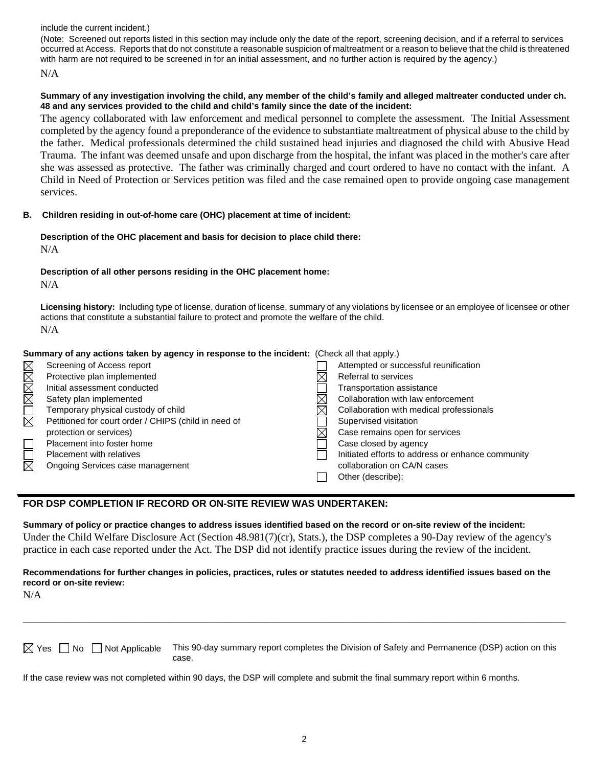include the current incident.)

(Note: Screened out reports listed in this section may include only the date of the report, screening decision, and if a referral to services occurred at Access. Reports that do not constitute a reasonable suspicion of maltreatment or a reason to believe that the child is threatened with harm are not required to be screened in for an initial assessment, and no further action is required by the agency.)

N/A

**Summary of any investigation involving the child, any member of the child's family and alleged maltreater conducted under ch. 48 and any services provided to the child and child's family since the date of the incident:**

The agency collaborated with law enforcement and medical personnel to complete the assessment. The Initial Assessment completed by the agency found a preponderance of the evidence to substantiate maltreatment of physical abuse to the child by the father. Medical professionals determined the child sustained head injuries and diagnosed the child with Abusive Head Trauma. The infant was deemed unsafe and upon discharge from the hospital, the infant was placed in the mother's care after she was assessed as protective. The father was criminally charged and court ordered to have no contact with the infant. A Child in Need of Protection or Services petition was filed and the case remained open to provide ongoing case management services.

**B. Children residing in out-of-home care (OHC) placement at time of incident:**

**Description of the OHC placement and basis for decision to place child there:**

N/A

**Description of all other persons residing in the OHC placement home:**

N/A

**Licensing history:** Including type of license, duration of license, summary of any violations by licensee or an employee of licensee or other actions that constitute a substantial failure to protect and promote the welfare of the child.

N/A

**Summary of any actions taken by agency in response to the incident:** (Check all that apply.)

- ☒ Screening of Access report
- ☒ Protective plan implemented
- ☒ Initial assessment conducted
- ☒ Safety plan implemented
- ☐ Temporary physical custody of child
- ☒ Petitioned for court order / CHIPS (child in need of protection or services)
- ☐ Placement into foster home
- ☐ Placement with relatives
- ☒ Ongoing Services case management
- ☐ Attempted or successful reunification
- ☒ Referral to services
- ☐ Transportation assistance
- ☒ Collaboration with law enforcement
- ☒ Collaboration with medical professionals
- ☐ Supervised visitation
- ☒ Case remains open for services
- ☐ Case closed by agency
- ☐ Initiated efforts to address or enhance community collaboration on CA/N cases
- ☐ Other (describe):

---

**FOR DSP COMPLETION IF RECORD OR ON-SITE REVIEW WAS UNDERTAKEN:**

**Summary of policy or practice changes to address issues identified based on the record or on-site review of the incident:**

Under the Child Welfare Disclosure Act (Section 48.981(7)(cr), Stats.), the DSP completes a 90-Day review of the agency's practice in each case reported under the Act. The DSP did not identify practice issues during the review of the incident.

**Recommendations for further changes in policies, practices, rules or statutes needed to address identified issues based on the record or on-site review:**

N/A

---

☒ Yes ☐ No ☐ Not Applicable This 90-day summary report completes the Division of Safety and Permanence (DSP) action on this case.

If the case review was not completed within 90 days, the DSP will complete and submit the final summary report within 6 months.